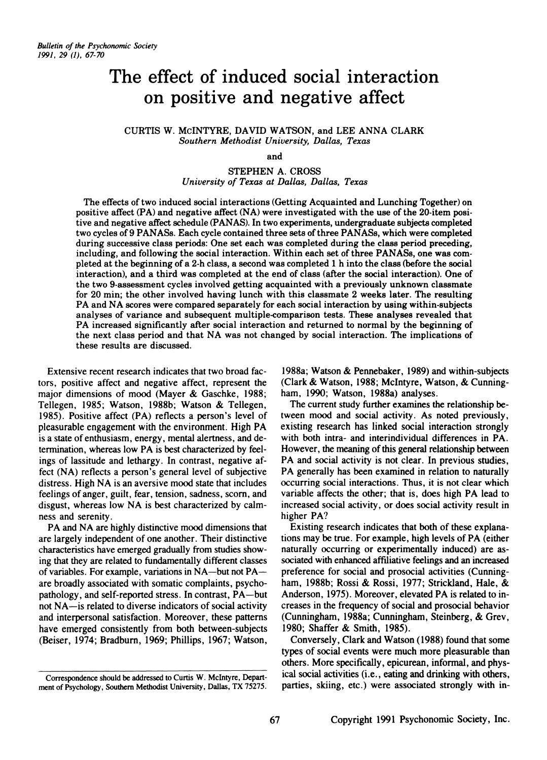# The effect of induced social interaction on positive and negative affect

CURTIS W. McINTYRE, DAVID WATSON, and LEE ANNA CLARK
*Southern Methodist University, Dallas, Texas*

and

STEPHEN A. CROSS
*University of Texas at Dallas, Dallas, Texas*

The effects of two induced social interactions (Getting Acquainted and Lunching Together) on positive affect (PA) and negative affect (NA) were investigated with the use of the 20-item positive and negative affect schedule (PANAS). In two experiments, undergraduate subjects completed two cycles of 9 PANASs. Each cycle contained three sets of three PANASs, which were completed during successive class periods: One set each was completed during the class period preceding, including, and following the social interaction. Within each set of three PANASs, one was completed at the beginning of a 2-h class, a second was completed 1 h into the class (before the social interaction), and a third was completed at the end of class (after the social interaction). One of the two 9-assessment cycles involved getting acquainted with a previously unknown classmate for 20 min; the other involved having lunch with this classmate 2 weeks later. The resulting PA and NA scores were compared separately for each social interaction by using within-subjects analyses of variance and subsequent multiple-comparison tests. These analyses revealed that PA increased significantly after social interaction and returned to normal by the beginning of the next class period and that NA was not changed by social interaction. The implications of these results are discussed.

Extensive recent research indicates that two broad factors, positive affect and negative affect, represent the major dimensions of mood (Mayer & Gaschke, 1988; Tellegen, 1985; Watson, 1988b; Watson & Tellegen, 1985). Positive affect (PA) reflects a person's level of pleasurable engagement with the environment. High PA is a state of enthusiasm, energy, mental alertness, and determination, whereas low PA is best characterized by feelings of lassitude and lethargy. In contrast, negative affect (NA) reflects a person's general level of subjective distress. High NA is an aversive mood state that includes feelings of anger, guilt, fear, tension, sadness, scorn, and disgust, whereas low NA is best characterized by calmness and serenity.

PA and NA are highly distinctive mood dimensions that are largely independent of one another. Their distinctive characteristics have emerged gradually from studies showing that they are related to fundamentally different classes of variables. For example, variations in NA—but not PA—are broadly associated with somatic complaints, psychopathology, and self-reported stress. In contrast, PA—but not NA—is related to diverse indicators of social activity and interpersonal satisfaction. Moreover, these patterns have emerged consistently from both between-subjects (Beiser, 1974; Bradburn, 1969; Phillips, 1967; Watson, 1988a; Watson & Pennebaker, 1989) and within-subjects (Clark & Watson, 1988; McIntyre, Watson, & Cunningham, 1990; Watson, 1988a) analyses.

The current study further examines the relationship between mood and social activity. As noted previously, existing research has linked social interaction strongly with both intra- and interindividual differences in PA. However, the meaning of this general relationship between PA and social activity is not clear. In previous studies, PA generally has been examined in relation to naturally occurring social interactions. Thus, it is not clear which variable affects the other; that is, does high PA lead to increased social activity, or does social activity result in higher PA?

Existing research indicates that both of these explanations may be true. For example, high levels of PA (either naturally occurring or experimentally induced) are associated with enhanced affiliative feelings and an increased preference for social and prosocial activities (Cunningham, 1988b; Rossi & Rossi, 1977; Strickland, Hale, & Anderson, 1975). Moreover, elevated PA is related to increases in the frequency of social and prosocial behavior (Cunningham, 1988a; Cunningham, Steinberg, & Grev, 1980; Shaffer & Smith, 1985).

Conversely, Clark and Watson (1988) found that some types of social events were much more pleasurable than others. More specifically, epicurean, informal, and physical social activities (i.e., eating and drinking with others, parties, skiing, etc.) were associated strongly with in-

---

Correspondence should be addressed to Curtis W. McIntyre, Department of Psychology, Southern Methodist University, Dallas, TX 75275.

Copyright 1991 Psychonomic Society, Inc.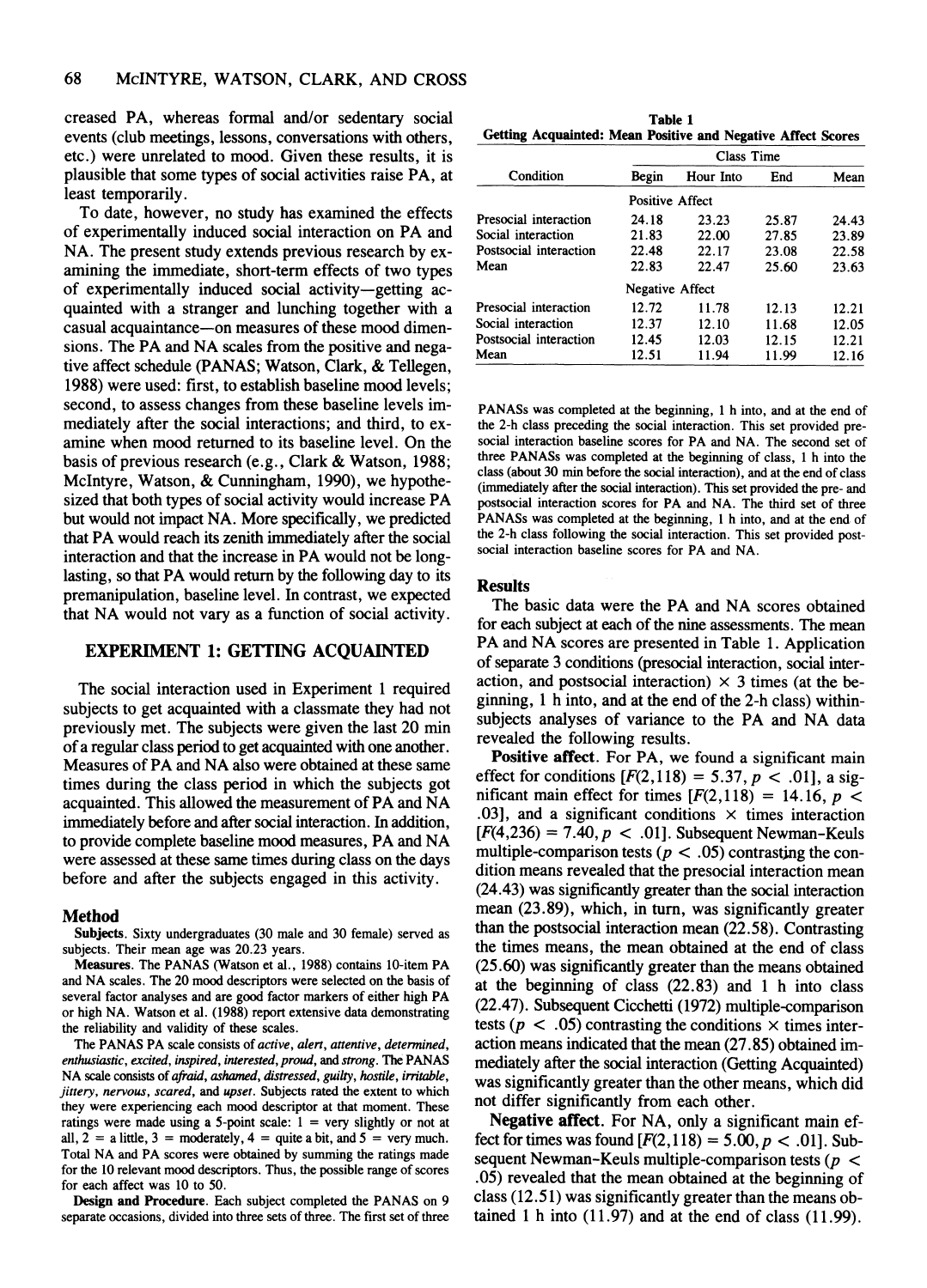creased PA, whereas formal and/or sedentary social events (club meetings, lessons, conversations with others, etc.) were unrelated to mood. Given these results, it is plausible that some types of social activities raise PA, at least temporarily.

To date, however, no study has examined the effects of experimentally induced social interaction on PA and NA. The present study extends previous research by examining the immediate, short-term effects of two types of experimentally induced social activity—getting acquainted with a stranger and lunching together with a casual acquaintance—on measures of these mood dimensions. The PA and NA scales from the positive and negative affect schedule (PANAS; Watson, Clark, & Tellegen, 1988) were used: first, to establish baseline mood levels; second, to assess changes from these baseline levels immediately after the social interactions; and third, to examine when mood returned to its baseline level. On the basis of previous research (e.g., Clark & Watson, 1988; McIntyre, Watson, & Cunningham, 1990), we hypothesized that both types of social activity would increase PA but would not impact NA. More specifically, we predicted that PA would reach its zenith immediately after the social interaction and that the increase in PA would not be long-lasting, so that PA would return by the following day to its premanipulation, baseline level. In contrast, we expected that NA would not vary as a function of social activity.

## EXPERIMENT 1: GETTING ACQUAINTED

The social interaction used in Experiment 1 required subjects to get acquainted with a classmate they had not previously met. The subjects were given the last 20 min of a regular class period to get acquainted with one another. Measures of PA and NA also were obtained at these same times during the class period in which the subjects got acquainted. This allowed the measurement of PA and NA immediately before and after social interaction. In addition, to provide complete baseline mood measures, PA and NA were assessed at these same times during class on the days before and after the subjects engaged in this activity.

### Method

**Subjects.** Sixty undergraduates (30 male and 30 female) served as subjects. Their mean age was 20.23 years.

**Measures.** The PANAS (Watson et al., 1988) contains 10-item PA and NA scales. The 20 mood descriptors were selected on the basis of several factor analyses and are good factor markers of either high PA or high NA. Watson et al. (1988) report extensive data demonstrating the reliability and validity of these scales.

The PANAS PA scale consists of *active, alert, attentive, determined, enthusiastic, excited, inspired, interested, proud,* and *strong*. The PANAS NA scale consists of *afraid, ashamed, distressed, guilty, hostile, irritable, jittery, nervous, scared,* and *upset*. Subjects rated the extent to which they were experiencing each mood descriptor at that moment. These ratings were made using a 5-point scale: 1 = very slightly or not at all, 2 = a little, 3 = moderately, 4 = quite a bit, and 5 = very much. Total NA and PA scores were obtained by summing the ratings made for the 10 relevant mood descriptors. Thus, the possible range of scores for each affect was 10 to 50.

**Design and Procedure.** Each subject completed the PANAS on 9 separate occasions, divided into three sets of three. The first set of three PANASs was completed at the beginning, 1 h into, and at the end of the 2-h class preceding the social interaction. This set provided presocial interaction baseline scores for PA and NA. The second set of three PANASs was completed at the beginning of class, 1 h into the class (about 30 min before the social interaction), and at the end of class (immediately after the social interaction). This set provided the pre- and postsocial interaction scores for PA and NA. The third set of three PANASs was completed at the beginning, 1 h into, and at the end of the 2-h class following the social interaction. This set provided postsocial interaction baseline scores for PA and NA.

**Table 1**
**Getting Acquainted: Mean Positive and Negative Affect Scores**

| Condition | Class Time | | | |
|---|---|---|---|---|
| | Begin | Hour Into | End | Mean |
| *Positive Affect* | | | | |
| Presocial interaction | 24.18 | 23.23 | 25.87 | 24.43 |
| Social interaction | 21.83 | 22.00 | 27.85 | 23.89 |
| Postsocial interaction | 22.48 | 22.17 | 23.08 | 22.58 |
| Mean | 22.83 | 22.47 | 25.60 | 23.63 |
| *Negative Affect* | | | | |
| Presocial interaction | 12.72 | 11.78 | 12.13 | 12.21 |
| Social interaction | 12.37 | 12.10 | 11.68 | 12.05 |
| Postsocial interaction | 12.45 | 12.03 | 12.15 | 12.21 |
| Mean | 12.51 | 11.94 | 11.99 | 12.16 |

### Results

The basic data were the PA and NA scores obtained for each subject at each of the nine assessments. The mean PA and NA scores are presented in Table 1. Application of separate 3 conditions (presocial interaction, social interaction, and postsocial interaction) × 3 times (at the beginning, 1 h into, and at the end of the 2-h class) within-subjects analyses of variance to the PA and NA data revealed the following results.

**Positive affect.** For PA, we found a significant main effect for conditions [$F(2,118) = 5.37, p < .01$], a significant main effect for times [$F(2,118) = 14.16, p < .03$], and a significant conditions × times interaction [$F(4,236) = 7.40, p < .01$]. Subsequent Newman–Keuls multiple-comparison tests ($p < .05$) contrasting the condition means revealed that the presocial interaction mean (24.43) was significantly greater than the social interaction mean (23.89), which, in turn, was significantly greater than the postsocial interaction mean (22.58). Contrasting the times means, the mean obtained at the end of class (25.60) was significantly greater than the means obtained at the beginning of class (22.83) and 1 h into class (22.47). Subsequent Cicchetti (1972) multiple-comparison tests ($p < .05$) contrasting the conditions × times interaction means indicated that the mean (27.85) obtained immediately after the social interaction (Getting Acquainted) was significantly greater than the other means, which did not differ significantly from each other.

**Negative affect.** For NA, only a significant main effect for times was found [$F(2,118) = 5.00, p < .01$]. Subsequent Newman–Keuls multiple-comparison tests ($p < .05$) revealed that the mean obtained at the beginning of class (12.51) was significantly greater than the means obtained 1 h into (11.97) and at the end of class (11.99).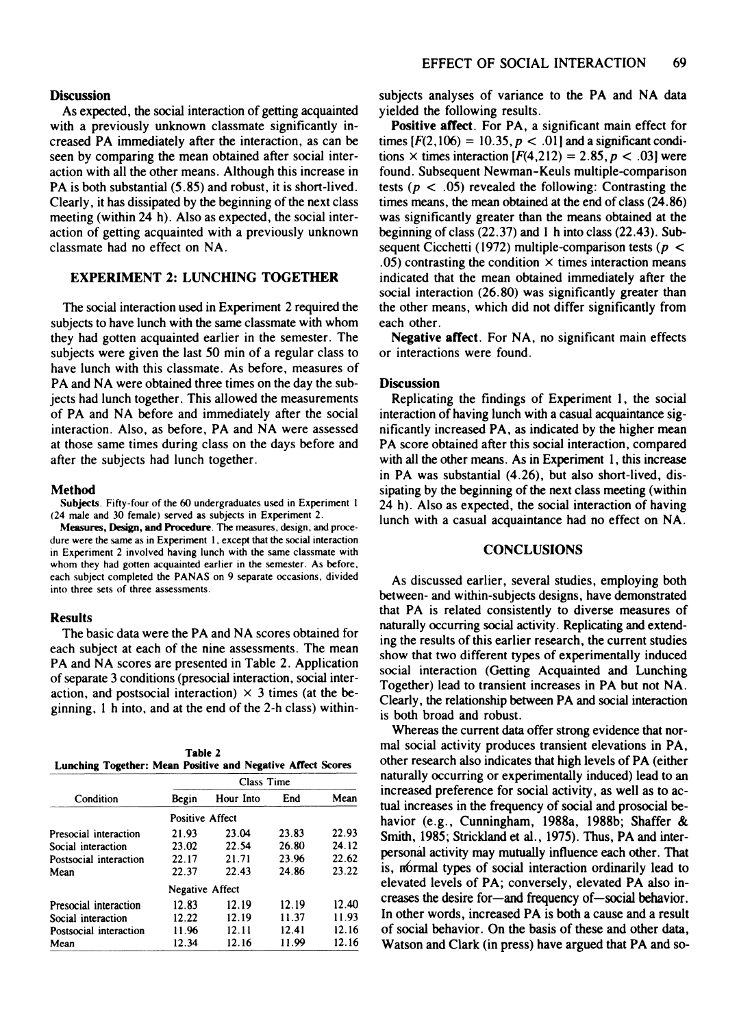### Discussion

As expected, the social interaction of getting acquainted with a previously unknown classmate significantly increased PA immediately after the interaction, as can be seen by comparing the mean obtained after social interaction with all the other means. Although this increase in PA is both substantial (5.85) and robust, it is short-lived. Clearly, it has dissipated by the beginning of the next class meeting (within 24 h). Also as expected, the social interaction of getting acquainted with a previously unknown classmate had no effect on NA.

## EXPERIMENT 2: LUNCHING TOGETHER

The social interaction used in Experiment 2 required the subjects to have lunch with the same classmate with whom they had gotten acquainted earlier in the semester. The subjects were given the last 50 min of a regular class to have lunch with this classmate. As before, measures of PA and NA were obtained three times on the day the subjects had lunch together. This allowed the measurements of PA and NA before and immediately after the social interaction. Also, as before, PA and NA were assessed at those same times during class on the days before and after the subjects had lunch together.

### Method

**Subjects**. Fifty-four of the 60 undergraduates used in Experiment 1 (24 male and 30 female) served as subjects in Experiment 2.

**Measures, Design, and Procedure**. The measures, design, and procedure were the same as in Experiment 1, except that the social interaction in Experiment 2 involved having lunch with the same classmate with whom they had gotten acquainted earlier in the semester. As before, each subject completed the PANAS on 9 separate occasions, divided into three sets of three assessments.

### Results

The basic data were the PA and NA scores obtained for each subject at each of the nine assessments. The mean PA and NA scores are presented in Table 2. Application of separate 3 conditions (presocial interaction, social interaction, and postsocial interaction) × 3 times (at the beginning, 1 h into, and at the end of the 2-h class) within-subjects analyses of variance to the PA and NA data yielded the following results.

**Positive affect**. For PA, a significant main effect for times [$F(2,106) = 10.35, p < .01$] and a significant conditions × times interaction [$F(4,212) = 2.85, p < .03$] were found. Subsequent Newman-Keuls multiple-comparison tests ($p < .05$) revealed the following: Contrasting the times means, the mean obtained at the end of class (24.86) was significantly greater than the means obtained at the beginning of class (22.37) and 1 h into class (22.43). Subsequent Cicchetti (1972) multiple-comparison tests ($p < .05$) contrasting the condition × times interaction means indicated that the mean obtained immediately after the social interaction (26.80) was significantly greater than the other means, which did not differ significantly from each other.

**Negative affect**. For NA, no significant main effects or interactions were found.

**Table 2**
**Lunching Together: Mean Positive and Negative Affect Scores**

| Condition | Class Time | | | |
|---|---|---|---|---|
| | Begin | Hour Into | End | Mean |
| | Positive Affect | | | |
| Presocial interaction | 21.93 | 23.04 | 23.83 | 22.93 |
| Social interaction | 23.02 | 22.54 | 26.80 | 24.12 |
| Postsocial interaction | 22.17 | 21.71 | 23.96 | 22.62 |
| Mean | 22.37 | 22.43 | 24.86 | 23.22 |
| | Negative Affect | | | |
| Presocial interaction | 12.83 | 12.19 | 12.19 | 12.40 |
| Social interaction | 12.22 | 12.19 | 11.37 | 11.93 |
| Postsocial interaction | 11.96 | 12.11 | 12.41 | 12.16 |
| Mean | 12.34 | 12.16 | 11.99 | 12.16 |

### Discussion

Replicating the findings of Experiment 1, the social interaction of having lunch with a casual acquaintance significantly increased PA, as indicated by the higher mean PA score obtained after this social interaction, compared with all the other means. As in Experiment 1, this increase in PA was substantial (4.26), but also short-lived, dissipating by the beginning of the next class meeting (within 24 h). Also as expected, the social interaction of having lunch with a casual acquaintance had no effect on NA.

## CONCLUSIONS

As discussed earlier, several studies, employing both between- and within-subjects designs, have demonstrated that PA is related consistently to diverse measures of naturally occurring social activity. Replicating and extending the results of this earlier research, the current studies show that two different types of experimentally induced social interaction (Getting Acquainted and Lunching Together) lead to transient increases in PA but not NA. Clearly, the relationship between PA and social interaction is both broad and robust.

Whereas the current data offer strong evidence that normal social activity produces transient elevations in PA, other research also indicates that high levels of PA (either naturally occurring or experimentally induced) lead to an increased preference for social activity, as well as to actual increases in the frequency of social and prosocial behavior (e.g., Cunningham, 1988a, 1988b; Shaffer & Smith, 1985; Strickland et al., 1975). Thus, PA and interpersonal activity may mutually influence each other. That is, normal types of social interaction ordinarily lead to elevated levels of PA; conversely, elevated PA also increases the desire for—and frequency of—social behavior. In other words, increased PA is both a cause and a result of social behavior. On the basis of these and other data, Watson and Clark (in press) have argued that PA and so-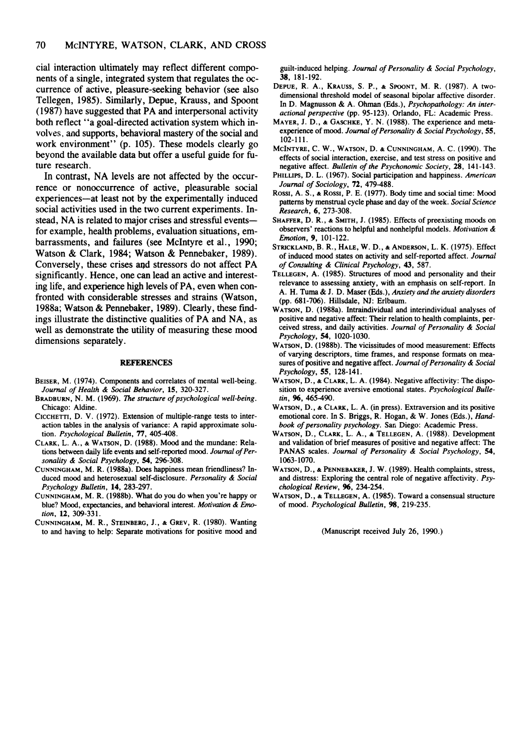cial interaction ultimately may reflect different components of a single, integrated system that regulates the occurrence of active, pleasure-seeking behavior (see also Tellegen, 1985). Similarly, Depue, Krauss, and Spoont (1987) have suggested that PA and interpersonal activity both reflect "a goal-directed activation system which involves, and supports, behavioral mastery of the social and work environment" (p. 105). These models clearly go beyond the available data but offer a useful guide for future research.

In contrast, NA levels are not affected by the occurrence or nonoccurrence of active, pleasurable social experiences—at least not by the experimentally induced social activities used in the two current experiments. Instead, NA is related to major crises and stressful events—for example, health problems, evaluation situations, embarrassments, and failures (see McIntyre et al., 1990; Watson & Clark, 1984; Watson & Pennebaker, 1989). Conversely, these crises and stressors do not affect PA significantly. Hence, one can lead an active and interesting life, and experience high levels of PA, even when confronted with considerable stresses and strains (Watson, 1988a; Watson & Pennebaker, 1989). Clearly, these findings illustrate the distinctive qualities of PA and NA, as well as demonstrate the utility of measuring these mood dimensions separately.

## REFERENCES

Beiser, M. (1974). Components and correlates of mental well-being. *Journal of Health & Social Behavior*, **15**, 320-327.

Bradburn, N. M. (1969). *The structure of psychological well-being*. Chicago: Aldine.

Cicchetti, D. V. (1972). Extension of multiple-range tests to interaction tables in the analysis of variance: A rapid approximate solution. *Psychological Bulletin*, **77**, 405-408.

Clark, L. A., & Watson, D. (1988). Mood and the mundane: Relations between daily life events and self-reported mood. *Journal of Personality & Social Psychology*, **54**, 296-308.

Cunningham, M. R. (1988a). Does happiness mean friendliness? Induced mood and heterosexual self-disclosure. *Personality & Social Psychology Bulletin*, **14**, 283-297.

Cunningham, M. R. (1988b). What do you do when you're happy or blue? Mood, expectancies, and behavioral interest. *Motivation & Emotion*, **12**, 309-331.

Cunningham, M. R., Steinberg, J., & Grev, R. (1980). Wanting to and having to help: Separate motivations for positive mood and guilt-induced helping. *Journal of Personality & Social Psychology*, **38**, 181-192.

Depue, R. A., Krauss, S. P., & Spoont, M. R. (1987). A two-dimensional threshold model of seasonal bipolar affective disorder. In D. Magnusson & A. Ohman (Eds.), *Psychopathology: An interactional perspective* (pp. 95-123). Orlando, FL: Academic Press.

Mayer, J. D., & Gaschke, Y. N. (1988). The experience and meta-experience of mood. *Journal of Personality & Social Psychology*, **55**, 102-111.

McIntyre, C. W., Watson, D. & Cunningham, A. C. (1990). The effects of social interaction, exercise, and test stress on positive and negative affect. *Bulletin of the Psychonomic Society*, **28**, 141-143.

Phillips, D. L. (1967). Social participation and happiness. *American Journal of Sociology*, **72**, 479-488.

Rossi, A. S., & Rossi, P. E. (1977). Body time and social time: Mood patterns by menstrual cycle phase and day of the week. *Social Science Research*, **6**, 273-308.

Shaffer, D. R., & Smith, J. (1985). Effects of preexisting moods on observers' reactions to helpful and nonhelpful models. *Motivation & Emotion*, **9**, 101-122.

Strickland, B. R., Hale, W. D., & Anderson, L. K. (1975). Effect of induced mood states on activity and self-reported affect. *Journal of Consulting & Clinical Psychology*, **43**, 587.

Tellegen, A. (1985). Structures of mood and personality and their relevance to assessing anxiety, with an emphasis on self-report. In A. H. Tuma & J. D. Maser (Eds.), *Anxiety and the anxiety disorders* (pp. 681-706). Hillsdale, NJ: Erlbaum.

Watson, D. (1988a). Intraindividual and interindividual analyses of positive and negative affect: Their relation to health complaints, perceived stress, and daily activities. *Journal of Personality & Social Psychology*, **54**, 1020-1030.

Watson, D. (1988b). The vicissitudes of mood measurement: Effects of varying descriptors, time frames, and response formats on measures of positive and negative affect. *Journal of Personality & Social Psychology*, **55**, 128-141.

Watson, D., & Clark, L. A. (1984). Negative affectivity: The disposition to experience aversive emotional states. *Psychological Bulletin*, **96**, 465-490.

Watson, D., & Clark, L. A. (in press). Extraversion and its positive emotional core. In S. Briggs, R. Hogan, & W. Jones (Eds.), *Handbook of personality psychology*. San Diego: Academic Press.

Watson, D., Clark, L. A., & Tellegen, A. (1988). Development and validation of brief measures of positive and negative affect: The PANAS scales. *Journal of Personality & Social Psychology*, **54**, 1063-1070.

Watson, D., & Pennebaker, J. W. (1989). Health complaints, stress, and distress: Exploring the central role of negative affectivity. *Psychological Review*, **96**, 234-254.

Watson, D., & Tellegen, A. (1985). Toward a consensual structure of mood. *Psychological Bulletin*, **98**, 219-235.

(Manuscript received July 26, 1990.)